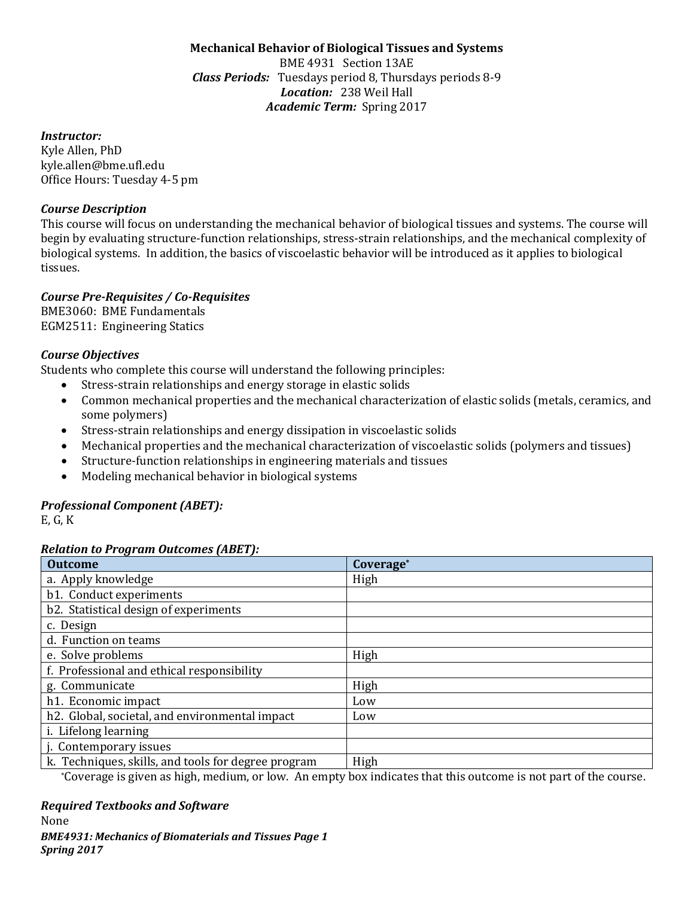**Mechanical Behavior of Biological Tissues and Systems**
BME 4931 Section 13AE
***Class Periods:*** Tuesdays period 8, Thursdays periods 8-9
***Location:*** 238 Weil Hall
***Academic Term:*** Spring 2017

***Instructor:***
Kyle Allen, PhD
kyle.allen@bme.ufl.edu
Office Hours: Tuesday 4-5 pm

### *Course Description*

This course will focus on understanding the mechanical behavior of biological tissues and systems. The course will begin by evaluating structure-function relationships, stress-strain relationships, and the mechanical complexity of biological systems. In addition, the basics of viscoelastic behavior will be introduced as it applies to biological tissues.

### *Course Pre-Requisites / Co-Requisites*

BME3060: BME Fundamentals
EGM2511: Engineering Statics

### *Course Objectives*

Students who complete this course will understand the following principles:

- Stress-strain relationships and energy storage in elastic solids
- Common mechanical properties and the mechanical characterization of elastic solids (metals, ceramics, and some polymers)
- Stress-strain relationships and energy dissipation in viscoelastic solids
- Mechanical properties and the mechanical characterization of viscoelastic solids (polymers and tissues)
- Structure-function relationships in engineering materials and tissues
- Modeling mechanical behavior in biological systems

### *Professional Component (ABET):*

E, G, K

### *Relation to Program Outcomes (ABET):*

| Outcome | Coverage* |
|---|---|
| a. Apply knowledge | High |
| b1. Conduct experiments | |
| b2. Statistical design of experiments | |
| c. Design | |
| d. Function on teams | |
| e. Solve problems | High |
| f. Professional and ethical responsibility | |
| g. Communicate | High |
| h1. Economic impact | Low |
| h2. Global, societal, and environmental impact | Low |
| i. Lifelong learning | |
| j. Contemporary issues | |
| k. Techniques, skills, and tools for degree program | High |

*Coverage is given as high, medium, or low. An empty box indicates that this outcome is not part of the course.

### *Required Textbooks and Software*

None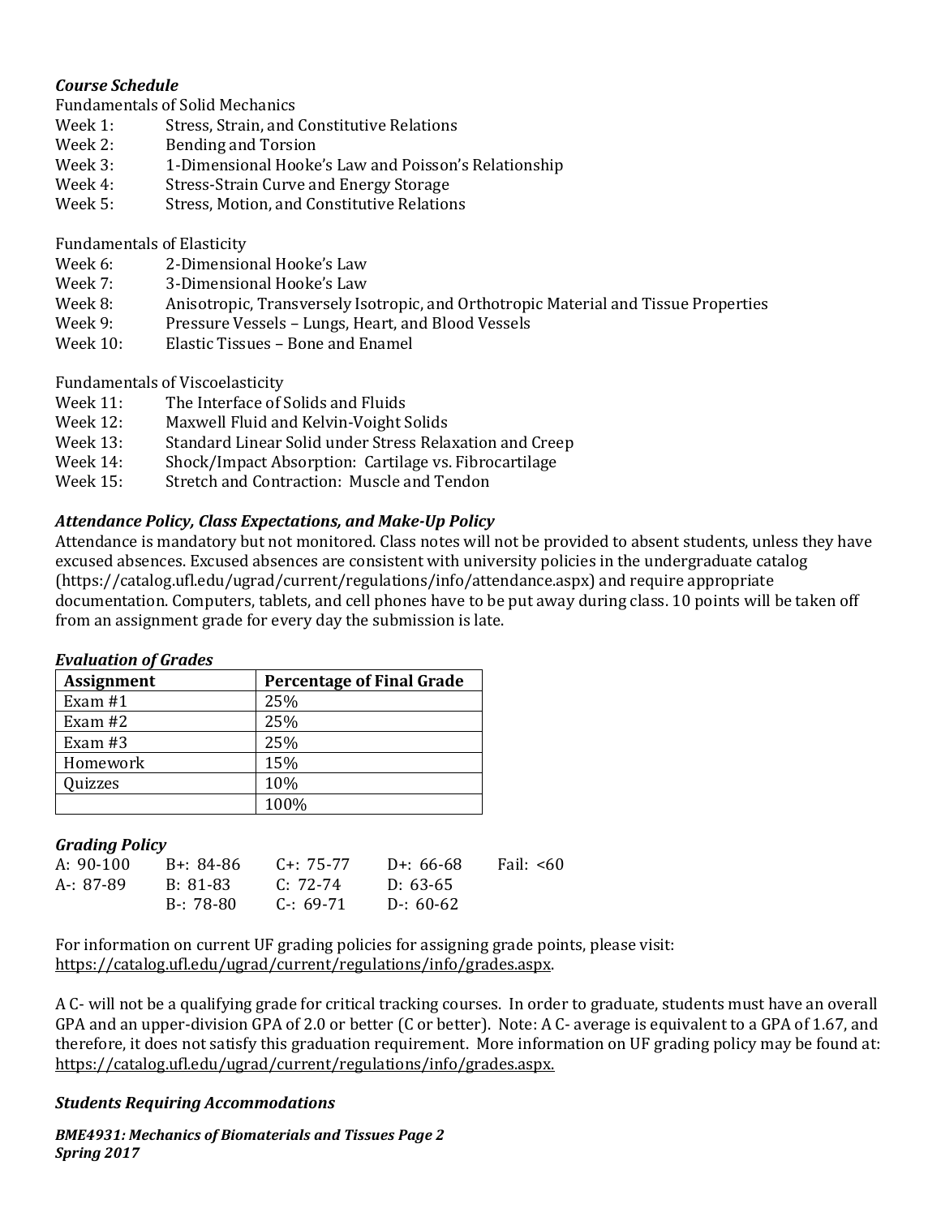### *Course Schedule*

Fundamentals of Solid Mechanics

- Week 1: Stress, Strain, and Constitutive Relations
- Week 2: Bending and Torsion
- Week 3: 1-Dimensional Hooke's Law and Poisson's Relationship
- Week 4: Stress-Strain Curve and Energy Storage
- Week 5: Stress, Motion, and Constitutive Relations

Fundamentals of Elasticity

- Week 6: 2-Dimensional Hooke's Law
- Week 7: 3-Dimensional Hooke's Law
- Week 8: Anisotropic, Transversely Isotropic, and Orthotropic Material and Tissue Properties
- Week 9: Pressure Vessels – Lungs, Heart, and Blood Vessels
- Week 10: Elastic Tissues – Bone and Enamel

Fundamentals of Viscoelasticity

- Week 11: The Interface of Solids and Fluids
- Week 12: Maxwell Fluid and Kelvin-Voight Solids
- Week 13: Standard Linear Solid under Stress Relaxation and Creep
- Week 14: Shock/Impact Absorption: Cartilage vs. Fibrocartilage
- Week 15: Stretch and Contraction: Muscle and Tendon

### *Attendance Policy, Class Expectations, and Make-Up Policy*

Attendance is mandatory but not monitored. Class notes will not be provided to absent students, unless they have excused absences. Excused absences are consistent with university policies in the undergraduate catalog (https://catalog.ufl.edu/ugrad/current/regulations/info/attendance.aspx) and require appropriate documentation. Computers, tablets, and cell phones have to be put away during class. 10 points will be taken off from an assignment grade for every day the submission is late.

### *Evaluation of Grades*

| Assignment | Percentage of Final Grade |
|---|---|
| Exam #1 | 25% |
| Exam #2 | 25% |
| Exam #3 | 25% |
| Homework | 15% |
| Quizzes | 10% |
| | 100% |

### *Grading Policy*

| | | | | |
|---|---|---|---|---|
| A: 90-100 | B+: 84-86 | C+: 75-77 | D+: 66-68 | Fail: <60 |
| A-: 87-89 | B: 81-83 | C: 72-74 | D: 63-65 | |
| | B-: 78-80 | C-: 69-71 | D-: 60-62 | |

For information on current UF grading policies for assigning grade points, please visit: https://catalog.ufl.edu/ugrad/current/regulations/info/grades.aspx.

A C- will not be a qualifying grade for critical tracking courses. In order to graduate, students must have an overall GPA and an upper-division GPA of 2.0 or better (C or better). Note: A C- average is equivalent to a GPA of 1.67, and therefore, it does not satisfy this graduation requirement. More information on UF grading policy may be found at: https://catalog.ufl.edu/ugrad/current/regulations/info/grades.aspx.

### *Students Requiring Accommodations*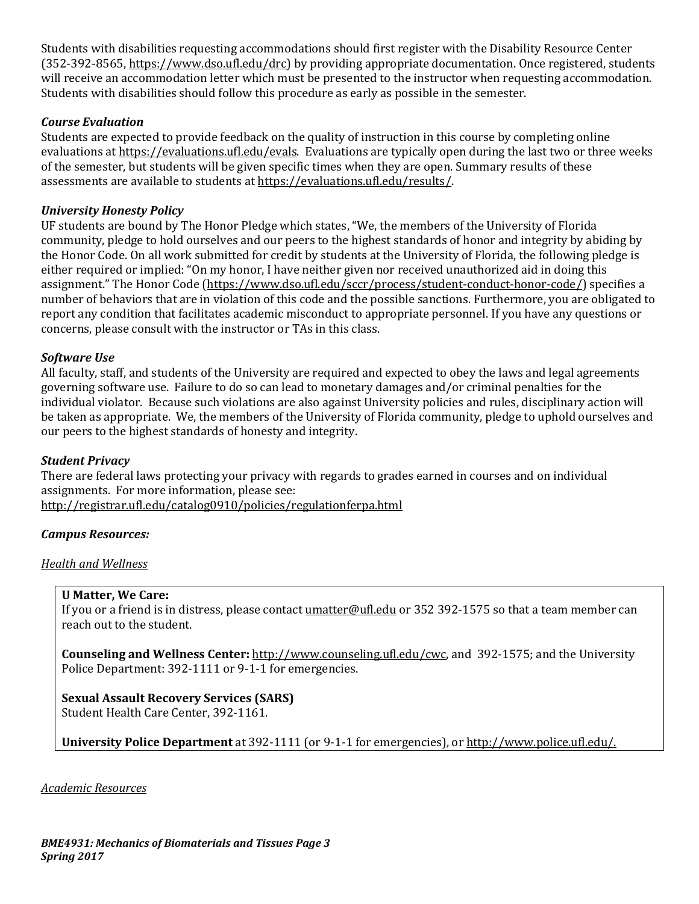Students with disabilities requesting accommodations should first register with the Disability Resource Center (352-392-8565, https://www.dso.ufl.edu/drc) by providing appropriate documentation. Once registered, students will receive an accommodation letter which must be presented to the instructor when requesting accommodation. Students with disabilities should follow this procedure as early as possible in the semester.

### *Course Evaluation*

Students are expected to provide feedback on the quality of instruction in this course by completing online evaluations at https://evaluations.ufl.edu/evals. Evaluations are typically open during the last two or three weeks of the semester, but students will be given specific times when they are open. Summary results of these assessments are available to students at https://evaluations.ufl.edu/results/.

### *University Honesty Policy*

UF students are bound by The Honor Pledge which states, "We, the members of the University of Florida community, pledge to hold ourselves and our peers to the highest standards of honor and integrity by abiding by the Honor Code. On all work submitted for credit by students at the University of Florida, the following pledge is either required or implied: "On my honor, I have neither given nor received unauthorized aid in doing this assignment." The Honor Code (https://www.dso.ufl.edu/sccr/process/student-conduct-honor-code/) specifies a number of behaviors that are in violation of this code and the possible sanctions. Furthermore, you are obligated to report any condition that facilitates academic misconduct to appropriate personnel. If you have any questions or concerns, please consult with the instructor or TAs in this class.

### *Software Use*

All faculty, staff, and students of the University are required and expected to obey the laws and legal agreements governing software use. Failure to do so can lead to monetary damages and/or criminal penalties for the individual violator. Because such violations are also against University policies and rules, disciplinary action will be taken as appropriate. We, the members of the University of Florida community, pledge to uphold ourselves and our peers to the highest standards of honesty and integrity.

### *Student Privacy*

There are federal laws protecting your privacy with regards to grades earned in courses and on individual assignments. For more information, please see:
http://registrar.ufl.edu/catalog0910/policies/regulationferpa.html

### *Campus Resources:*

#### *Health and Wellness*

**U Matter, We Care:**
If you or a friend is in distress, please contact umatter@ufl.edu or 352 392-1575 so that a team member can reach out to the student.

**Counseling and Wellness Center:** http://www.counseling.ufl.edu/cwc, and 392-1575; and the University Police Department: 392-1111 or 9-1-1 for emergencies.

**Sexual Assault Recovery Services (SARS)**
Student Health Care Center, 392-1161.

**University Police Department** at 392-1111 (or 9-1-1 for emergencies), or http://www.police.ufl.edu/.

#### *Academic Resources*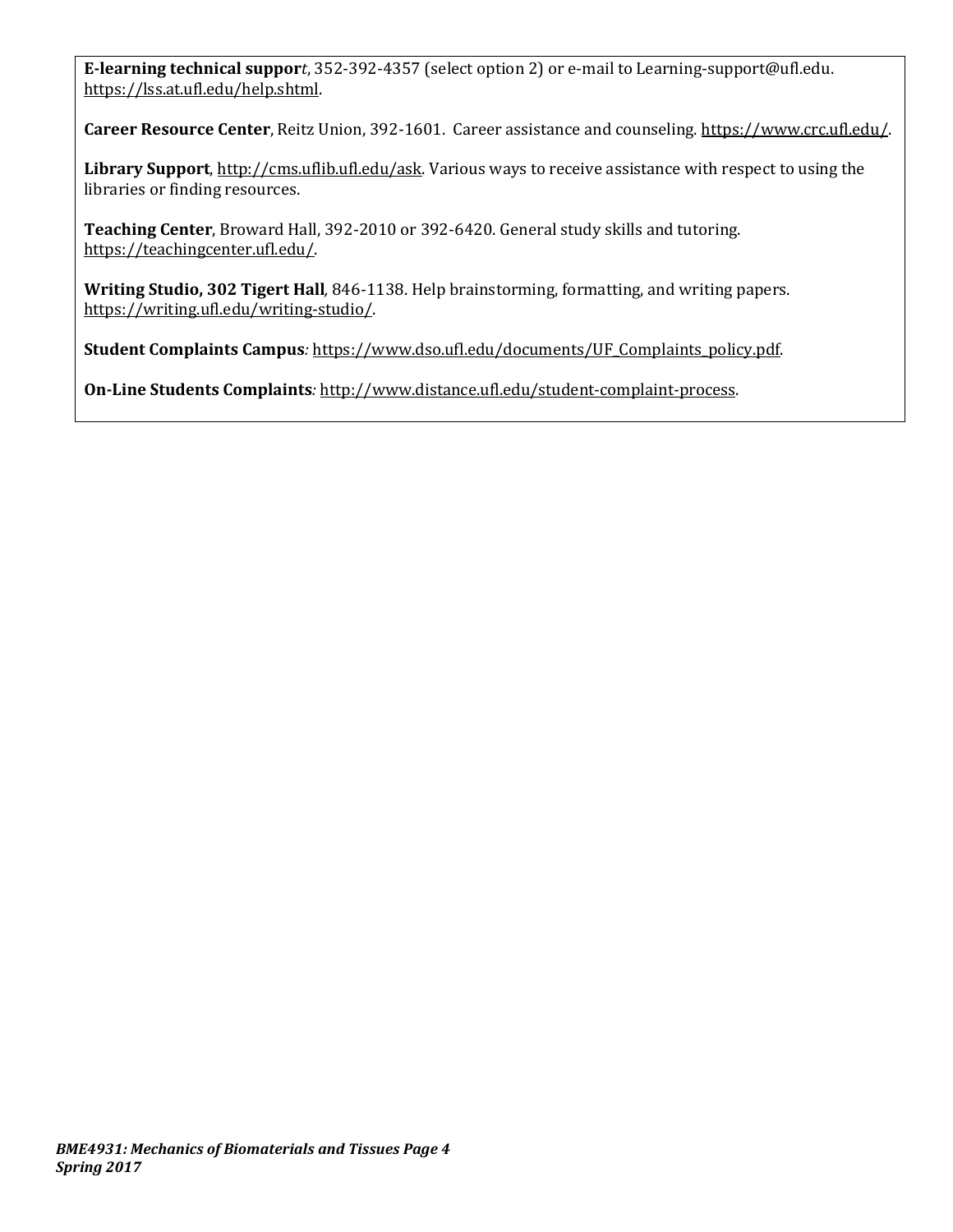**E-learning technical suppor***t*, 352-392-4357 (select option 2) or e-mail to Learning-support@ufl.edu. https://lss.at.ufl.edu/help.shtml.

**Career Resource Center**, Reitz Union, 392-1601. Career assistance and counseling. https://www.crc.ufl.edu/.

**Library Support**, http://cms.uflib.ufl.edu/ask. Various ways to receive assistance with respect to using the libraries or finding resources.

**Teaching Center**, Broward Hall, 392-2010 or 392-6420. General study skills and tutoring. https://teachingcenter.ufl.edu/.

**Writing Studio, 302 Tigert Hall**, 846-1138. Help brainstorming, formatting, and writing papers. https://writing.ufl.edu/writing-studio/.

**Student Complaints Campus***:* https://www.dso.ufl.edu/documents/UF_Complaints_policy.pdf.

**On-Line Students Complaints***:* http://www.distance.ufl.edu/student-complaint-process.